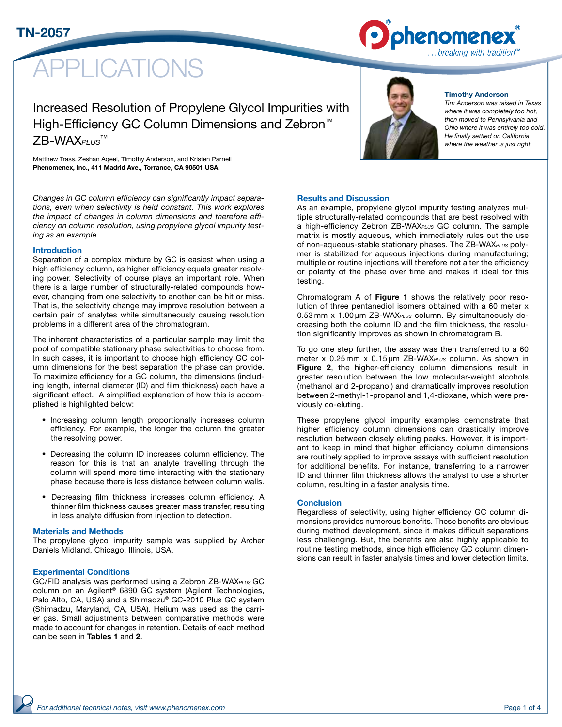TN-2057

# APPLICATIONS

## Increased Resolution of Propylene Glycol Impurities with High-Efficiency GC Column Dimensions and Zebron™ ZB-WAX*PLUS*™

Matthew Trass, Zeshan Aqeel, Timothy Anderson, and Kristen Parnell
**Phenomenex, Inc., 411 Madrid Ave., Torrance, CA 90501 USA**

**Timothy Anderson**
*Tim Anderson was raised in Texas where it was completely too hot, then moved to Pennsylvania and Ohio where it was entirely too cold. He finally settled on California where the weather is just right.*

*Changes in GC column efficiency can significantly impact separations, even when selectivity is held constant. This work explores the impact of changes in column dimensions and therefore efficiency on column resolution, using propylene glycol impurity testing as an example.*

### Introduction

Separation of a complex mixture by GC is easiest when using a high efficiency column, as higher efficiency equals greater resolving power. Selectivity of course plays an important role. When there is a large number of structurally-related compounds however, changing from one selectivity to another can be hit or miss. That is, the selectivity change may improve resolution between a certain pair of analytes while simultaneously causing resolution problems in a different area of the chromatogram.

The inherent characteristics of a particular sample may limit the pool of compatible stationary phase selectivities to choose from. In such cases, it is important to choose high efficiency GC column dimensions for the best separation the phase can provide. To maximize efficiency for a GC column, the dimensions (including length, internal diameter (ID) and film thickness) each have a significant effect. A simplified explanation of how this is accomplished is highlighted below:

- Increasing column length proportionally increases column efficiency. For example, the longer the column the greater the resolving power.
- Decreasing the column ID increases column efficiency. The reason for this is that an analyte travelling through the column will spend more time interacting with the stationary phase because there is less distance between column walls.
- Decreasing film thickness increases column efficiency. A thinner film thickness causes greater mass transfer, resulting in less analyte diffusion from injection to detection.

### Materials and Methods

The propylene glycol impurity sample was supplied by Archer Daniels Midland, Chicago, Illinois, USA.

### Experimental Conditions

GC/FID analysis was performed using a Zebron ZB-WAX*PLUS* GC column on an Agilent® 6890 GC system (Agilent Technologies, Palo Alto, CA, USA) and a Shimadzu® GC-2010 Plus GC system (Shimadzu, Maryland, CA, USA). Helium was used as the carrier gas. Small adjustments between comparative methods were made to account for changes in retention. Details of each method can be seen in **Tables 1** and **2**.

### Results and Discussion

As an example, propylene glycol impurity testing analyzes multiple structurally-related compounds that are best resolved with a high-efficiency Zebron ZB-WAX*PLUS* GC column. The sample matrix is mostly aqueous, which immediately rules out the use of non-aqueous-stable stationary phases. The ZB-WAX*PLUS* polymer is stabilized for aqueous injections during manufacturing; multiple or routine injections will therefore not alter the efficiency or polarity of the phase over time and makes it ideal for this testing.

Chromatogram A of **Figure 1** shows the relatively poor resolution of three pentanediol isomers obtained with a 60 meter x 0.53 mm x 1.00 µm ZB-WAX*PLUS* column. By simultaneously decreasing both the column ID and the film thickness, the resolution significantly improves as shown in chromatogram B.

To go one step further, the assay was then transferred to a 60 meter x 0.25 mm x 0.15 µm ZB-WAX*PLUS* column. As shown in **Figure 2**, the higher-efficiency column dimensions result in greater resolution between the low molecular-weight alcohols (methanol and 2-propanol) and dramatically improves resolution between 2-methyl-1-propanol and 1,4-dioxane, which were previously co-eluting.

These propylene glycol impurity examples demonstrate that higher efficiency column dimensions can drastically improve resolution between closely eluting peaks. However, it is important to keep in mind that higher efficiency column dimensions are routinely applied to improve assays with sufficient resolution for additional benefits. For instance, transferring to a narrower ID and thinner film thickness allows the analyst to use a shorter column, resulting in a faster analysis time.

### Conclusion

Regardless of selectivity, using higher efficiency GC column dimensions provides numerous benefits. These benefits are obvious during method development, since it makes difficult separations less challenging. But, the benefits are also highly applicable to routine testing methods, since high efficiency GC column dimensions can result in faster analysis times and lower detection limits.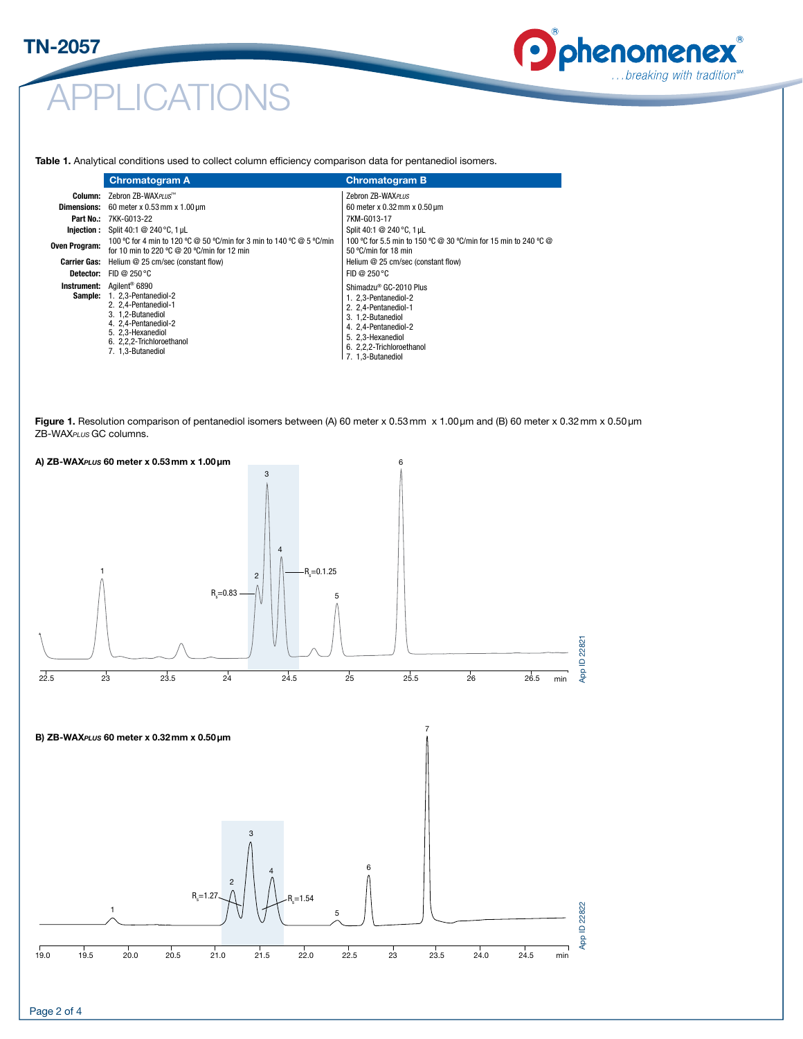# APPLICATIONS

**Table 1.** Analytical conditions used to collect column efficiency comparison data for pentanediol isomers.

| | Chromatogram A | Chromatogram B |
|---|---|---|
| **Column:** | Zebron ZB-WAX*PLUS*™ | Zebron ZB-WAX*PLUS* |
| **Dimensions:** | 60 meter x 0.53 mm x 1.00 µm | 60 meter x 0.32 mm x 0.50 µm |
| **Part No.:** | 7KK-G013-22 | 7KM-G013-17 |
| **Injection:** | Split 40:1 @ 240 °C, 1 µL | Split 40:1 @ 240 °C, 1 µL |
| **Oven Program:** | 100 ºC for 4 min to 120 ºC @ 50 ºC/min for 3 min to 140 ºC @ 5 ºC/min for 10 min to 220 ºC @ 20 ºC/min for 12 min | 100 ºC for 5.5 min to 150 ºC @ 30 ºC/min for 15 min to 240 ºC @ 50 ºC/min for 18 min |
| **Carrier Gas:** | Helium @ 25 cm/sec (constant flow) | Helium @ 25 cm/sec (constant flow) |
| **Detector:** | FID @ 250 °C | FID @ 250 °C |
| **Instrument:** | Agilent® 6890 | Shimadzu® GC-2010 Plus |
| **Sample:** | 1. 2,3-Pentanediol-2<br>2. 2,4-Pentanediol-1<br>3. 1,2-Butanediol<br>4. 2,4-Pentanediol-2<br>5. 2,3-Hexanediol<br>6. 2,2,2-Trichloroethanol<br>7. 1,3-Butanediol | 1. 2,3-Pentanediol-2<br>2. 2,4-Pentanediol-1<br>3. 1,2-Butanediol<br>4. 2,4-Pentanediol-2<br>5. 2,3-Hexanediol<br>6. 2,2,2-Trichloroethanol<br>7. 1,3-Butanediol |

**Figure 1.** Resolution comparison of pentanediol isomers between (A) 60 meter x 0.53 mm x 1.00 µm and (B) 60 meter x 0.32 mm x 0.50 µm ZB-WAX*PLUS* GC columns.

**A) ZB-WAX*PLUS* 60 meter x 0.53 mm x 1.00 µm**

$R_s$=0.83; $R_s$=0.1.25

App ID 22821

**B) ZB-WAX*PLUS* 60 meter x 0.32 mm x 0.50 µm**

$R_s$=1.27; $R_s$=1.54

App ID 22822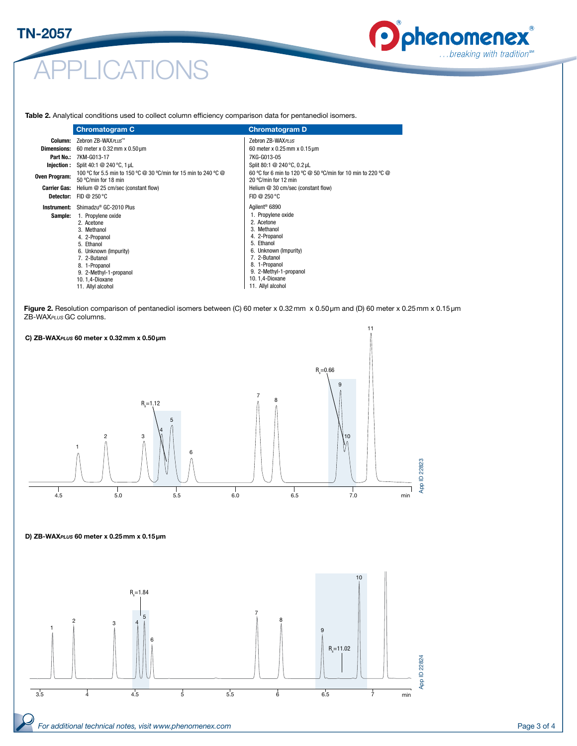# APPLICATIONS

**Table 2.** Analytical conditions used to collect column efficiency comparison data for pentanediol isomers.

| | Chromatogram C | Chromatogram D |
|---|---|---|
| **Column:** | Zebron ZB-WAX*PLUS*™ | Zebron ZB-WAX*PLUS* |
| **Dimensions:** | 60 meter x 0.32 mm x 0.50 µm | 60 meter x 0.25 mm x 0.15 µm |
| **Part No.:** | 7KM-G013-17 | 7KG-G013-05 |
| **Injection:** | Split 40:1 @ 240 °C, 1 µL | Split 80:1 @ 240 °C, 0.2 µL |
| **Oven Program:** | 100 °C for 5.5 min to 150 °C @ 30 °C/min for 15 min to 240 °C @ 50 °C/min for 18 min | 60 °C for 6 min to 120 °C @ 50 °C/min for 10 min to 220 °C @ 20 °C/min for 12 min |
| **Carrier Gas:** | Helium @ 25 cm/sec (constant flow) | Helium @ 30 cm/sec (constant flow) |
| **Detector:** | FID @ 250 °C | FID @ 250 °C |
| **Instrument:** | Shimadzu® GC-2010 Plus | Agilent® 6890 |
| **Sample:** | 1. Propylene oxide<br>2. Acetone<br>3. Methanol<br>4. 2-Propanol<br>5. Ethanol<br>6. Unknown (Impurity)<br>7. 2-Butanol<br>8. 1-Propanol<br>9. 2-Methyl-1-propanol<br>10. 1,4-Dioxane<br>11. Allyl alcohol | 1. Propylene oxide<br>2. Acetone<br>3. Methanol<br>4. 2-Propanol<br>5. Ethanol<br>6. Unknown (Impurity)<br>7. 2-Butanol<br>8. 1-Propanol<br>9. 2-Methyl-1-propanol<br>10. 1,4-Dioxane<br>11. Allyl alcohol |

**Figure 2.** Resolution comparison of pentanediol isomers between (C) 60 meter x 0.32 mm x 0.50 µm and (D) 60 meter x 0.25 mm x 0.15 µm ZB-WAX*PLUS* GC columns.

**C) ZB-WAX*PLUS* 60 meter x 0.32 mm x 0.50 µm**

$R_s$=1.12 (peaks 4/5); $R_s$=0.66 (peaks 9/10)

App ID 22823

**D) ZB-WAX*PLUS* 60 meter x 0.25 mm x 0.15 µm**

$R_s$=1.84 (peaks 4/5); $R_s$=11.02 (peaks 9/10)

App ID 22824

*For additional technical notes, visit www.phenomenex.com*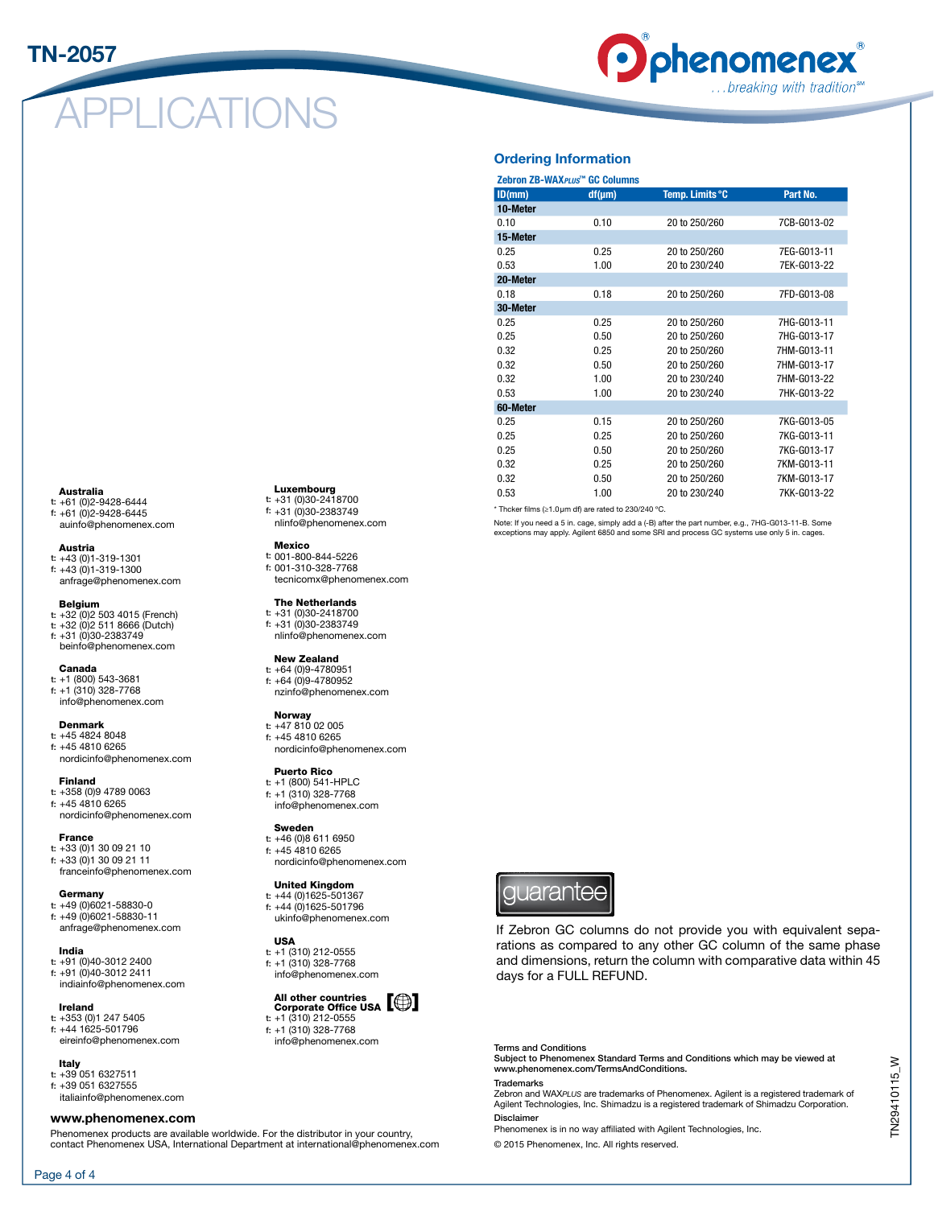## Ordering Information

**Zebron ZB-WAX*PLUS*™ GC Columns**

| ID(mm) | df(µm) | Temp. Limits °C | Part No. |
|---|---|---|---|
| **10-Meter** | | | |
| 0.10 | 0.10 | 20 to 250/260 | 7CB-G013-02 |
| **15-Meter** | | | |
| 0.25 | 0.25 | 20 to 250/260 | 7EG-G013-11 |
| 0.53 | 1.00 | 20 to 230/240 | 7EK-G013-22 |
| **20-Meter** | | | |
| 0.18 | 0.18 | 20 to 250/260 | 7FD-G013-08 |
| **30-Meter** | | | |
| 0.25 | 0.25 | 20 to 250/260 | 7HG-G013-11 |
| 0.25 | 0.50 | 20 to 250/260 | 7HG-G013-17 |
| 0.32 | 0.25 | 20 to 250/260 | 7HM-G013-11 |
| 0.32 | 0.50 | 20 to 250/260 | 7HM-G013-17 |
| 0.32 | 1.00 | 20 to 230/240 | 7HM-G013-22 |
| 0.53 | 1.00 | 20 to 230/240 | 7HK-G013-22 |
| **60-Meter** | | | |
| 0.25 | 0.15 | 20 to 250/260 | 7KG-G013-05 |
| 0.25 | 0.25 | 20 to 250/260 | 7KG-G013-11 |
| 0.25 | 0.50 | 20 to 250/260 | 7KG-G013-17 |
| 0.32 | 0.25 | 20 to 250/260 | 7KM-G013-11 |
| 0.32 | 0.50 | 20 to 250/260 | 7KM-G013-17 |
| 0.53 | 1.00 | 20 to 230/240 | 7KK-G013-22 |

* Thcker films (≥1.0 µm df) are rated to 230/240 °C.

Note: If you need a 5 in. cage, simply add a (-B) after the part number, e.g., 7HG-G013-11-B. Some exceptions may apply. Agilent 6850 and some SRI and process GC systems use only 5 in. cages.

**Australia**
t: +61 (0)2-9428-6444
f: +61 (0)2-9428-6445
auinfo@phenomenex.com

**Austria**
t: +43 (0)1-319-1301
f: +43 (0)1-319-1300
anfrage@phenomenex.com

**Belgium**
t: +32 (0)2 503 4015 (French)
t: +32 (0)2 511 8666 (Dutch)
f: +31 (0)30-2383749
beinfo@phenomenex.com

**Canada**
t: +1 (800) 543-3681
f: +1 (310) 328-7768
info@phenomenex.com

**Denmark**
t: +45 4824 8048
f: +45 4810 6265
nordicinfo@phenomenex.com

**Finland**
t: +358 (0)9 4789 0063
f: +45 4810 6265
nordicinfo@phenomenex.com

**France**
t: +33 (0)1 30 09 21 10
f: +33 (0)1 30 09 21 11
franceinfo@phenomenex.com

**Germany**
t: +49 (0)6021-58830-0
f: +49 (0)6021-58830-11
anfrage@phenomenex.com

**India**
t: +91 (0)40-3012 2400
f: +91 (0)40-3012 2411
indiainfo@phenomenex.com

**Ireland**
t: +353 (0)1 247 5405
f: +44 1625-501796
eireinfo@phenomenex.com

**Italy**
t: +39 051 6327511
f: +39 051 6327555
italiainfo@phenomenex.com

**Luxembourg**
t: +31 (0)30-2418700
f: +31 (0)30-2383749
nlinfo@phenomenex.com

**Mexico**
t: 001-800-844-5226
f: 001-310-328-7768
tecnicomx@phenomenex.com

**The Netherlands**
t: +31 (0)30-2418700
f: +31 (0)30-2383749
nlinfo@phenomenex.com

**New Zealand**
t: +64 (0)9-4780951
f: +64 (0)9-4780952
nzinfo@phenomenex.com

**Norway**
t: +47 810 02 005
f: +45 4810 6265
nordicinfo@phenomenex.com

**Puerto Rico**
t: +1 (800) 541-HPLC
f: +1 (310) 328-7768
info@phenomenex.com

**Sweden**
t: +46 (0)8 611 6950
f: +45 4810 6265
nordicinfo@phenomenex.com

**United Kingdom**
t: +44 (0)1625-501367
f: +44 (0)1625-501796
ukinfo@phenomenex.com

**USA**
t: +1 (310) 212-0555
f: +1 (310) 328-7768
info@phenomenex.com

**All other countries**
**Corporate Office USA**
t: +1 (310) 212-0555
f: +1 (310) 328-7768
info@phenomenex.com

**www.phenomenex.com**

Phenomenex products are available worldwide. For the distributor in your country, contact Phenomenex USA, International Department at international@phenomenex.com

guarantee

If Zebron GC columns do not provide you with equivalent separations as compared to any other GC column of the same phase and dimensions, return the column with comparative data within 45 days for a FULL REFUND.

**Terms and Conditions**
**Subject to Phenomenex Standard Terms and Conditions which may be viewed at www.phenomenex.com/TermsAndConditions.**

**Trademarks**
Zebron and WAX*PLUS* are trademarks of Phenomenex. Agilent is a registered trademark of Agilent Technologies, Inc. Shimadzu is a registered trademark of Shimadzu Corporation.

**Disclaimer**
Phenomenex is in no way affiliated with Agilent Technologies, Inc.

© 2015 Phenomenex, Inc. All rights reserved.

TN29410115_W